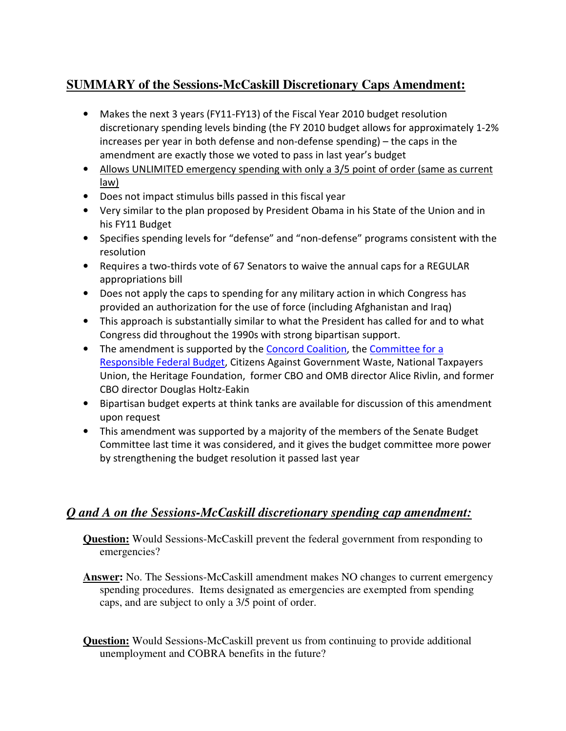## SUMMARY of the Sessions-McCaskill Discretionary Caps Amendment:

- Makes the next 3 years (FY11-FY13) of the Fiscal Year 2010 budget resolution discretionary spending levels binding (the FY 2010 budget allows for approximately 1-2% increases per year in both defense and non-defense spending) – the caps in the amendment are exactly those we voted to pass in last year's budget
- Allows UNLIMITED emergency spending with only a 3/5 point of order (same as current law)
- Does not impact stimulus bills passed in this fiscal year
- Very similar to the plan proposed by President Obama in his State of the Union and in his FY11 Budget
- Specifies spending levels for "defense" and "non-defense" programs consistent with the resolution
- Requires a two-thirds vote of 67 Senators to waive the annual caps for a REGULAR appropriations bill
- Does not apply the caps to spending for any military action in which Congress has provided an authorization for the use of force (including Afghanistan and Iraq)
- This approach is substantially similar to what the President has called for and to what Congress did throughout the 1990s with strong bipartisan support.
- The amendment is supported by the Concord Coalition, the Committee for a Responsible Federal Budget, Citizens Against Government Waste, National Taxpayers Union, the Heritage Foundation, former CBO and OMB director Alice Rivlin, and former CBO director Douglas Holtz-Eakin
- Bipartisan budget experts at think tanks are available for discussion of this amendment upon request
- This amendment was supported by a majority of the members of the Senate Budget Committee last time it was considered, and it gives the budget committee more power by strengthening the budget resolution it passed last year

## *Q and A on the Sessions-McCaskill discretionary spending cap amendment:*

**Question:** Would Sessions-McCaskill prevent the federal government from responding to emergencies?

**Answer:** No. The Sessions-McCaskill amendment makes NO changes to current emergency spending procedures. Items designated as emergencies are exempted from spending caps, and are subject to only a 3/5 point of order.

**Question:** Would Sessions-McCaskill prevent us from continuing to provide additional unemployment and COBRA benefits in the future?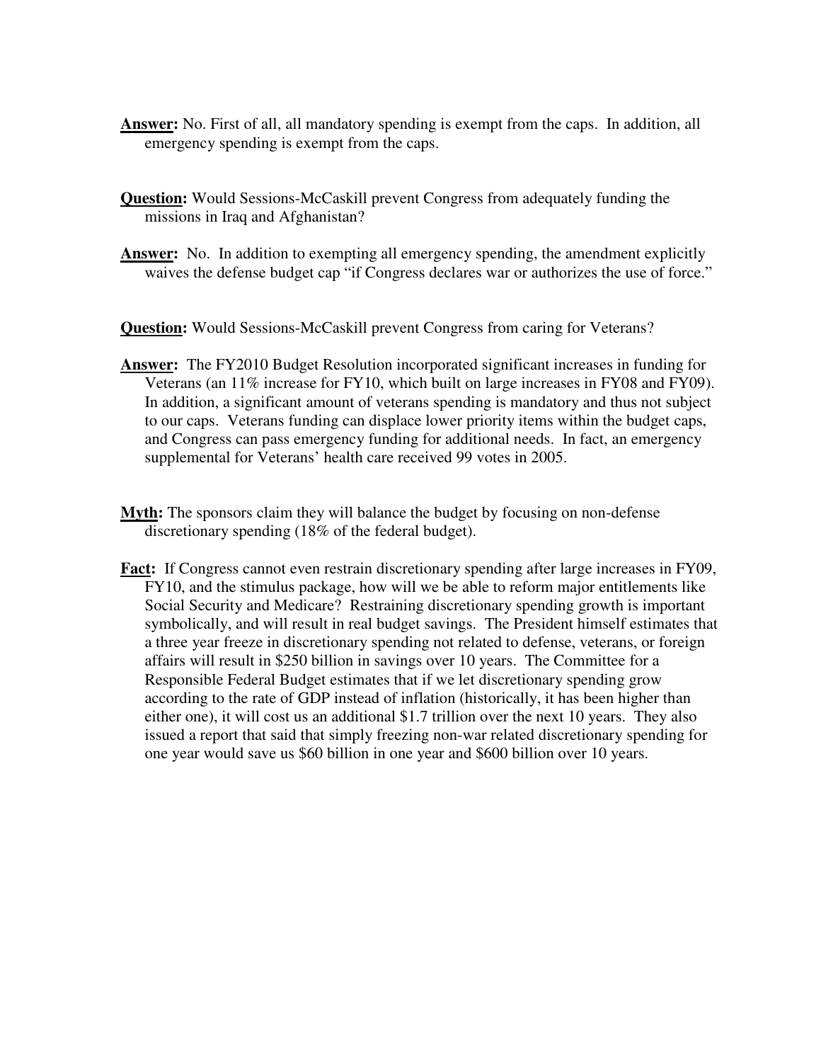**Answer:** No. First of all, all mandatory spending is exempt from the caps. In addition, all emergency spending is exempt from the caps.

**Question:** Would Sessions-McCaskill prevent Congress from adequately funding the missions in Iraq and Afghanistan?

**Answer:** No. In addition to exempting all emergency spending, the amendment explicitly waives the defense budget cap "if Congress declares war or authorizes the use of force."

**Question:** Would Sessions-McCaskill prevent Congress from caring for Veterans?

**Answer:** The FY2010 Budget Resolution incorporated significant increases in funding for Veterans (an 11% increase for FY10, which built on large increases in FY08 and FY09). In addition, a significant amount of veterans spending is mandatory and thus not subject to our caps. Veterans funding can displace lower priority items within the budget caps, and Congress can pass emergency funding for additional needs. In fact, an emergency supplemental for Veterans' health care received 99 votes in 2005.

**Myth:** The sponsors claim they will balance the budget by focusing on non-defense discretionary spending (18% of the federal budget).

**Fact:** If Congress cannot even restrain discretionary spending after large increases in FY09, FY10, and the stimulus package, how will we be able to reform major entitlements like Social Security and Medicare? Restraining discretionary spending growth is important symbolically, and will result in real budget savings. The President himself estimates that a three year freeze in discretionary spending not related to defense, veterans, or foreign affairs will result in $250 billion in savings over 10 years. The Committee for a Responsible Federal Budget estimates that if we let discretionary spending grow according to the rate of GDP instead of inflation (historically, it has been higher than either one), it will cost us an additional $1.7 trillion over the next 10 years. They also issued a report that said that simply freezing non-war related discretionary spending for one year would save us $60 billion in one year and $600 billion over 10 years.